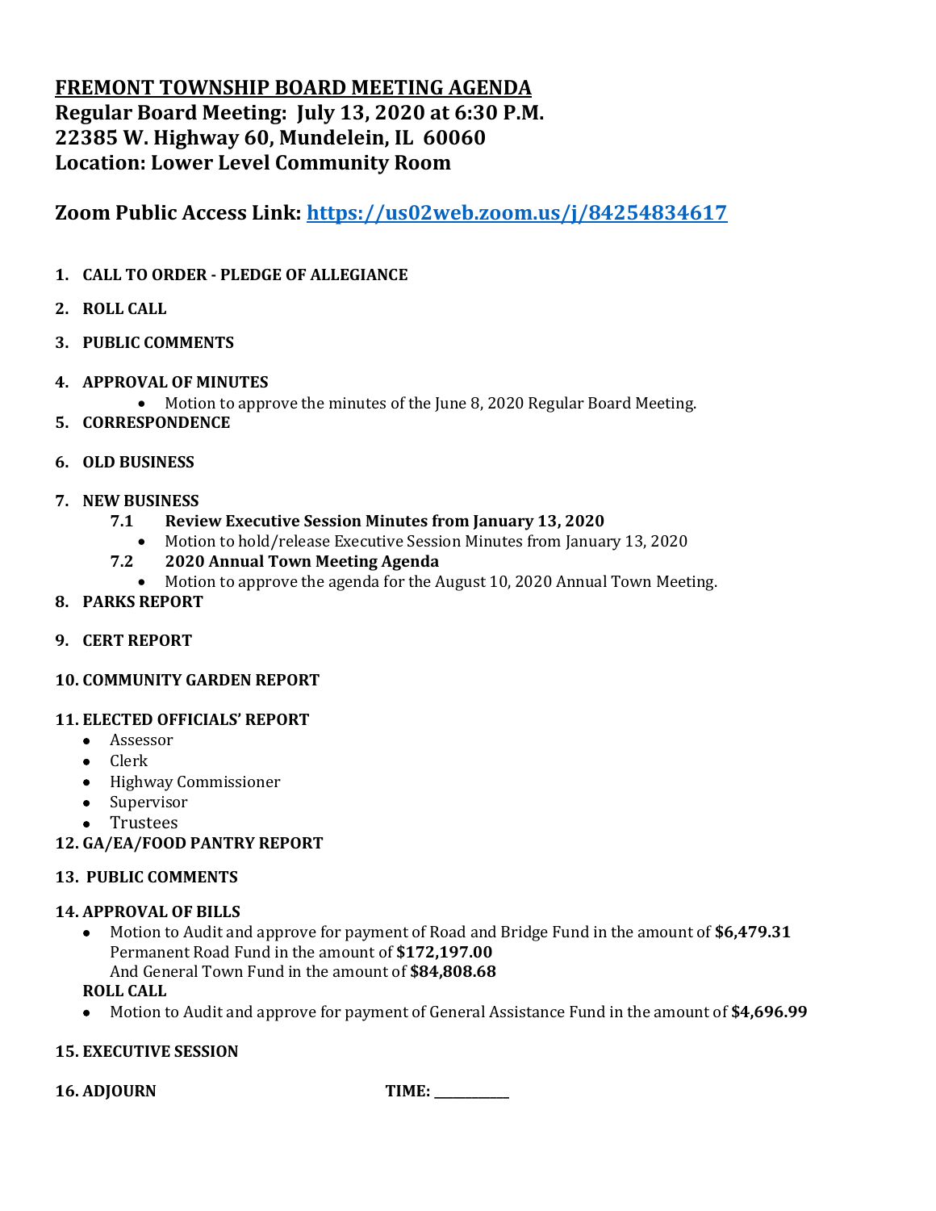# FREMONT TOWNSHIP BOARD MEETING AGENDA

**Regular Board Meeting: July 13, 2020 at 6:30 P.M.**
**22385 W. Highway 60, Mundelein, IL 60060**
**Location: Lower Level Community Room**

## Zoom Public Access Link: [https://us02web.zoom.us/j/84254834617](https://us02web.zoom.us/j/84254834617)

1. **CALL TO ORDER - PLEDGE OF ALLEGIANCE**
2. **ROLL CALL**
3. **PUBLIC COMMENTS**
4. **APPROVAL OF MINUTES**
   - Motion to approve the minutes of the June 8, 2020 Regular Board Meeting.
5. **CORRESPONDENCE**
6. **OLD BUSINESS**
7. **NEW BUSINESS**
   - **7.1 Review Executive Session Minutes from January 13, 2020**
     - Motion to hold/release Executive Session Minutes from January 13, 2020
   - **7.2 2020 Annual Town Meeting Agenda**
     - Motion to approve the agenda for the August 10, 2020 Annual Town Meeting.
8. **PARKS REPORT**
9. **CERT REPORT**
10. **COMMUNITY GARDEN REPORT**
11. **ELECTED OFFICIALS' REPORT**
    - Assessor
    - Clerk
    - Highway Commissioner
    - Supervisor
    - Trustees
12. **GA/EA/FOOD PANTRY REPORT**
13. **PUBLIC COMMENTS**
14. **APPROVAL OF BILLS**
    - Motion to Audit and approve for payment of Road and Bridge Fund in the amount of **$6,479.31**
      Permanent Road Fund in the amount of **$172,197.00**
      And General Town Fund in the amount of **$84,808.68**

    **ROLL CALL**
    - Motion to Audit and approve for payment of General Assistance Fund in the amount of **$4,696.99**
15. **EXECUTIVE SESSION**
16. **ADJOURN** **TIME: \_\_\_\_\_\_\_\_\_\_**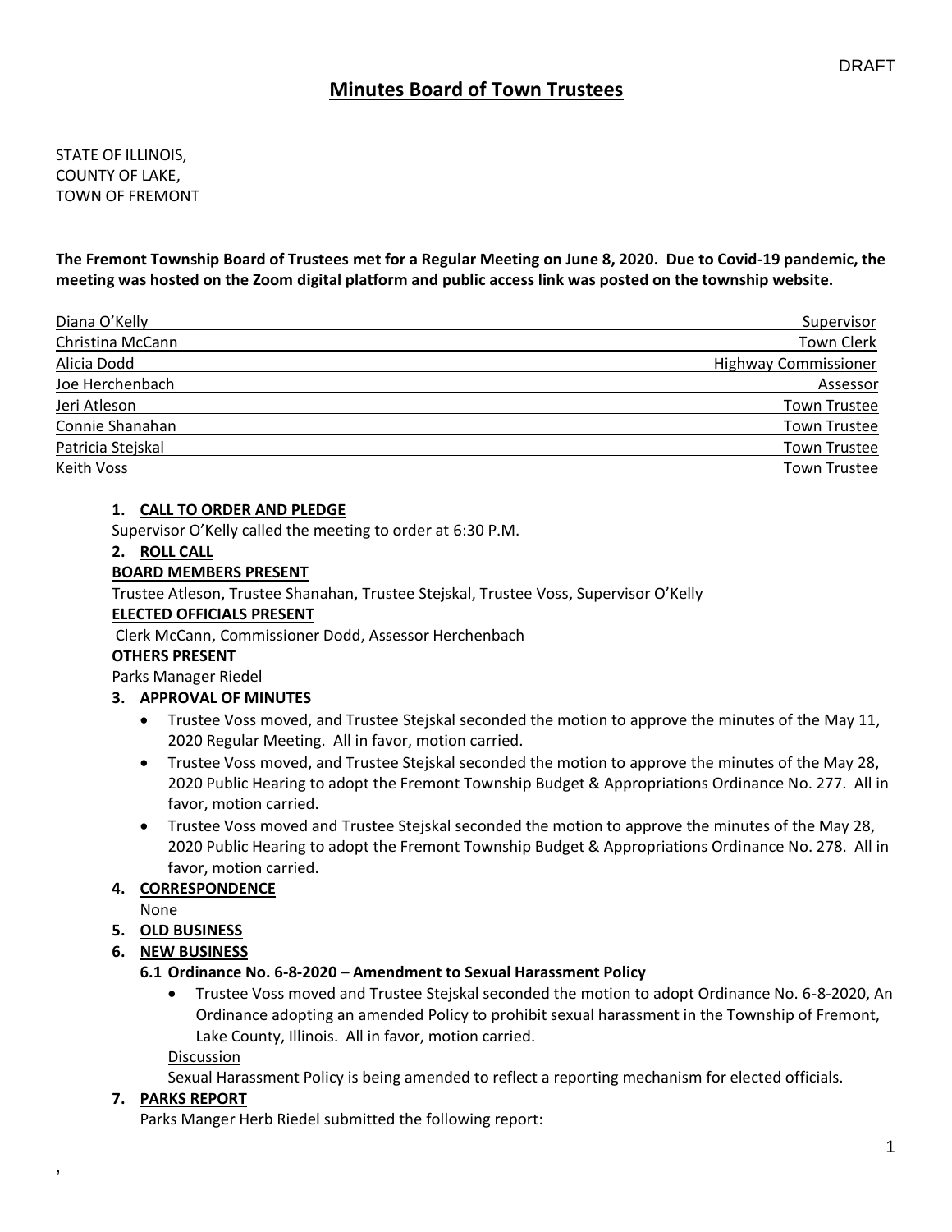DRAFT

# Minutes Board of Town Trustees

STATE OF ILLINOIS,
COUNTY OF LAKE,
TOWN OF FREMONT

**The Fremont Township Board of Trustees met for a Regular Meeting on June 8, 2020. Due to Covid-19 pandemic, the meeting was hosted on the Zoom digital platform and public access link was posted on the township website.**

| Name | Title |
|---|---|
| Diana O'Kelly | Supervisor |
| Christina McCann | Town Clerk |
| Alicia Dodd | Highway Commissioner |
| Joe Herchenbach | Assessor |
| Jeri Atleson | Town Trustee |
| Connie Shanahan | Town Trustee |
| Patricia Stejskal | Town Trustee |
| Keith Voss | Town Trustee |

1. **CALL TO ORDER AND PLEDGE**

Supervisor O'Kelly called the meeting to order at 6:30 P.M.

2. **ROLL CALL**

**BOARD MEMBERS PRESENT**

Trustee Atleson, Trustee Shanahan, Trustee Stejskal, Trustee Voss, Supervisor O'Kelly

**ELECTED OFFICIALS PRESENT**

Clerk McCann, Commissioner Dodd, Assessor Herchenbach

**OTHERS PRESENT**

Parks Manager Riedel

3. **APPROVAL OF MINUTES**
   - Trustee Voss moved, and Trustee Stejskal seconded the motion to approve the minutes of the May 11, 2020 Regular Meeting. All in favor, motion carried.
   - Trustee Voss moved, and Trustee Stejskal seconded the motion to approve the minutes of the May 28, 2020 Public Hearing to adopt the Fremont Township Budget & Appropriations Ordinance No. 277. All in favor, motion carried.
   - Trustee Voss moved and Trustee Stejskal seconded the motion to approve the minutes of the May 28, 2020 Public Hearing to adopt the Fremont Township Budget & Appropriations Ordinance No. 278. All in favor, motion carried.

4. **CORRESPONDENCE**

None

5. **OLD BUSINESS**

6. **NEW BUSINESS**

**6.1 Ordinance No. 6-8-2020 – Amendment to Sexual Harassment Policy**

- Trustee Voss moved and Trustee Stejskal seconded the motion to adopt Ordinance No. 6-8-2020, An Ordinance adopting an amended Policy to prohibit sexual harassment in the Township of Fremont, Lake County, Illinois. All in favor, motion carried.

Discussion

Sexual Harassment Policy is being amended to reflect a reporting mechanism for elected officials.

7. **PARKS REPORT**

Parks Manger Herb Riedel submitted the following report: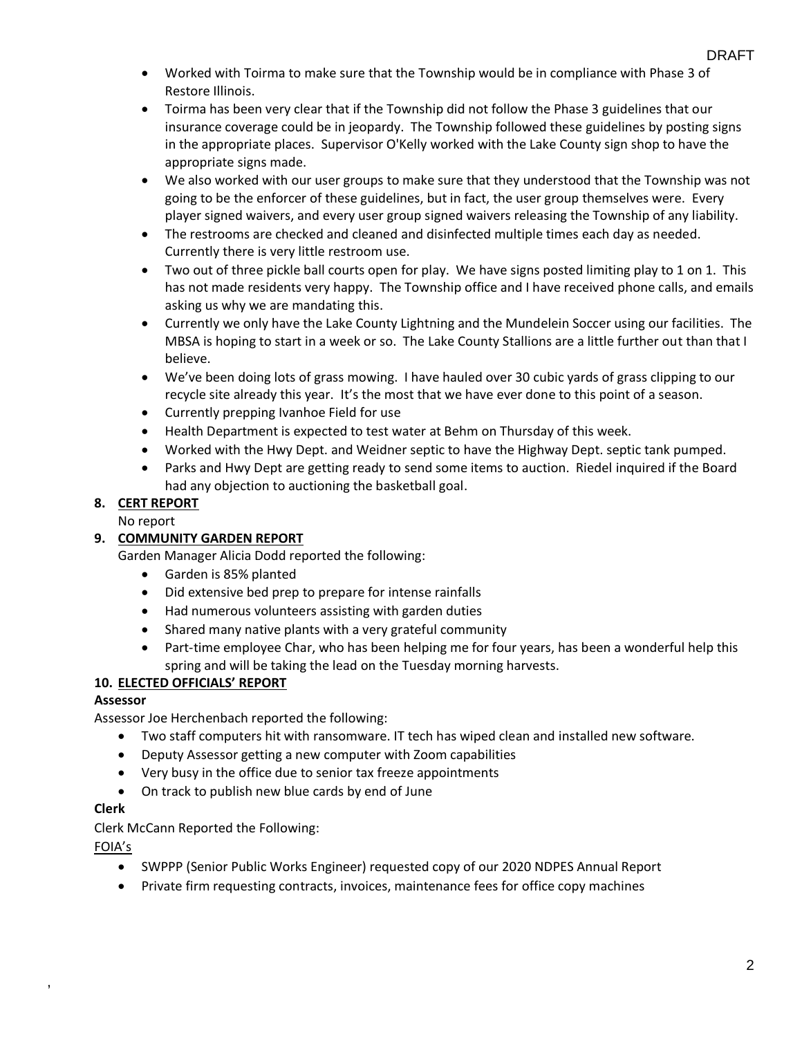- Worked with Toirma to make sure that the Township would be in compliance with Phase 3 of Restore Illinois.
- Toirma has been very clear that if the Township did not follow the Phase 3 guidelines that our insurance coverage could be in jeopardy. The Township followed these guidelines by posting signs in the appropriate places. Supervisor O'Kelly worked with the Lake County sign shop to have the appropriate signs made.
- We also worked with our user groups to make sure that they understood that the Township was not going to be the enforcer of these guidelines, but in fact, the user group themselves were. Every player signed waivers, and every user group signed waivers releasing the Township of any liability.
- The restrooms are checked and cleaned and disinfected multiple times each day as needed. Currently there is very little restroom use.
- Two out of three pickle ball courts open for play. We have signs posted limiting play to 1 on 1. This has not made residents very happy. The Township office and I have received phone calls, and emails asking us why we are mandating this.
- Currently we only have the Lake County Lightning and the Mundelein Soccer using our facilities. The MBSA is hoping to start in a week or so. The Lake County Stallions are a little further out than that I believe.
- We've been doing lots of grass mowing. I have hauled over 30 cubic yards of grass clipping to our recycle site already this year. It's the most that we have ever done to this point of a season.
- Currently prepping Ivanhoe Field for use
- Health Department is expected to test water at Behm on Thursday of this week.
- Worked with the Hwy Dept. and Weidner septic to have the Highway Dept. septic tank pumped.
- Parks and Hwy Dept are getting ready to send some items to auction. Riedel inquired if the Board had any objection to auctioning the basketball goal.

**8. CERT REPORT**

No report

**9. COMMUNITY GARDEN REPORT**

Garden Manager Alicia Dodd reported the following:

- Garden is 85% planted
- Did extensive bed prep to prepare for intense rainfalls
- Had numerous volunteers assisting with garden duties
- Shared many native plants with a very grateful community
- Part-time employee Char, who has been helping me for four years, has been a wonderful help this spring and will be taking the lead on the Tuesday morning harvests.

**10. ELECTED OFFICIALS' REPORT**

**Assessor**

Assessor Joe Herchenbach reported the following:

- Two staff computers hit with ransomware. IT tech has wiped clean and installed new software.
- Deputy Assessor getting a new computer with Zoom capabilities
- Very busy in the office due to senior tax freeze appointments
- On track to publish new blue cards by end of June

**Clerk**

Clerk McCann Reported the Following:

FOIA's

- SWPPP (Senior Public Works Engineer) requested copy of our 2020 NDPES Annual Report
- Private firm requesting contracts, invoices, maintenance fees for office copy machines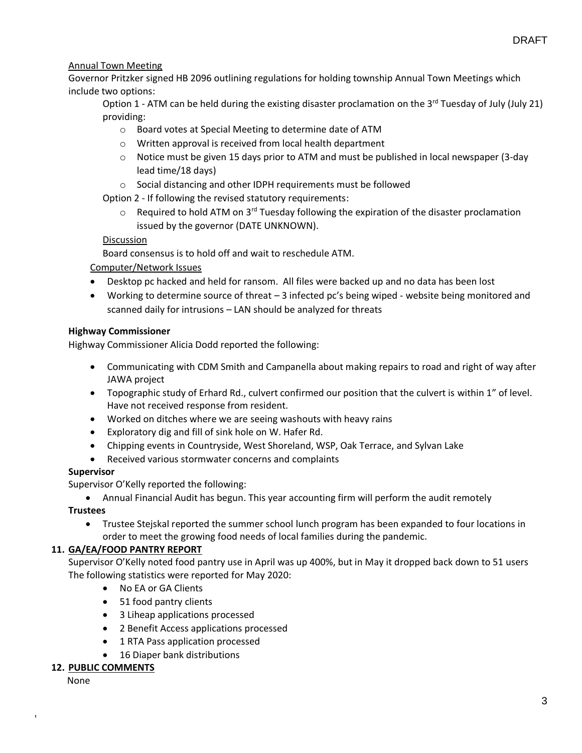Annual Town Meeting

Governor Pritzker signed HB 2096 outlining regulations for holding township Annual Town Meetings which include two options:

Option 1 - ATM can be held during the existing disaster proclamation on the 3rd Tuesday of July (July 21) providing:

- Board votes at Special Meeting to determine date of ATM
- Written approval is received from local health department
- Notice must be given 15 days prior to ATM and must be published in local newspaper (3-day lead time/18 days)
- Social distancing and other IDPH requirements must be followed

Option 2 - If following the revised statutory requirements:

- Required to hold ATM on 3rd Tuesday following the expiration of the disaster proclamation issued by the governor (DATE UNKNOWN).

Discussion

Board consensus is to hold off and wait to reschedule ATM.

Computer/Network Issues

- Desktop pc hacked and held for ransom. All files were backed up and no data has been lost
- Working to determine source of threat – 3 infected pc's being wiped - website being monitored and scanned daily for intrusions – LAN should be analyzed for threats

**Highway Commissioner**

Highway Commissioner Alicia Dodd reported the following:

- Communicating with CDM Smith and Campanella about making repairs to road and right of way after JAWA project
- Topographic study of Erhard Rd., culvert confirmed our position that the culvert is within 1" of level. Have not received response from resident.
- Worked on ditches where we are seeing washouts with heavy rains
- Exploratory dig and fill of sink hole on W. Hafer Rd.
- Chipping events in Countryside, West Shoreland, WSP, Oak Terrace, and Sylvan Lake
- Received various stormwater concerns and complaints

**Supervisor**

Supervisor O'Kelly reported the following:

- Annual Financial Audit has begun. This year accounting firm will perform the audit remotely

**Trustees**

- Trustee Stejskal reported the summer school lunch program has been expanded to four locations in order to meet the growing food needs of local families during the pandemic.

**11. GA/EA/FOOD PANTRY REPORT**

Supervisor O'Kelly noted food pantry use in April was up 400%, but in May it dropped back down to 51 users The following statistics were reported for May 2020:

- No EA or GA Clients
- 51 food pantry clients
- 3 Liheap applications processed
- 2 Benefit Access applications processed
- 1 RTA Pass application processed
- 16 Diaper bank distributions

**12. PUBLIC COMMENTS**

None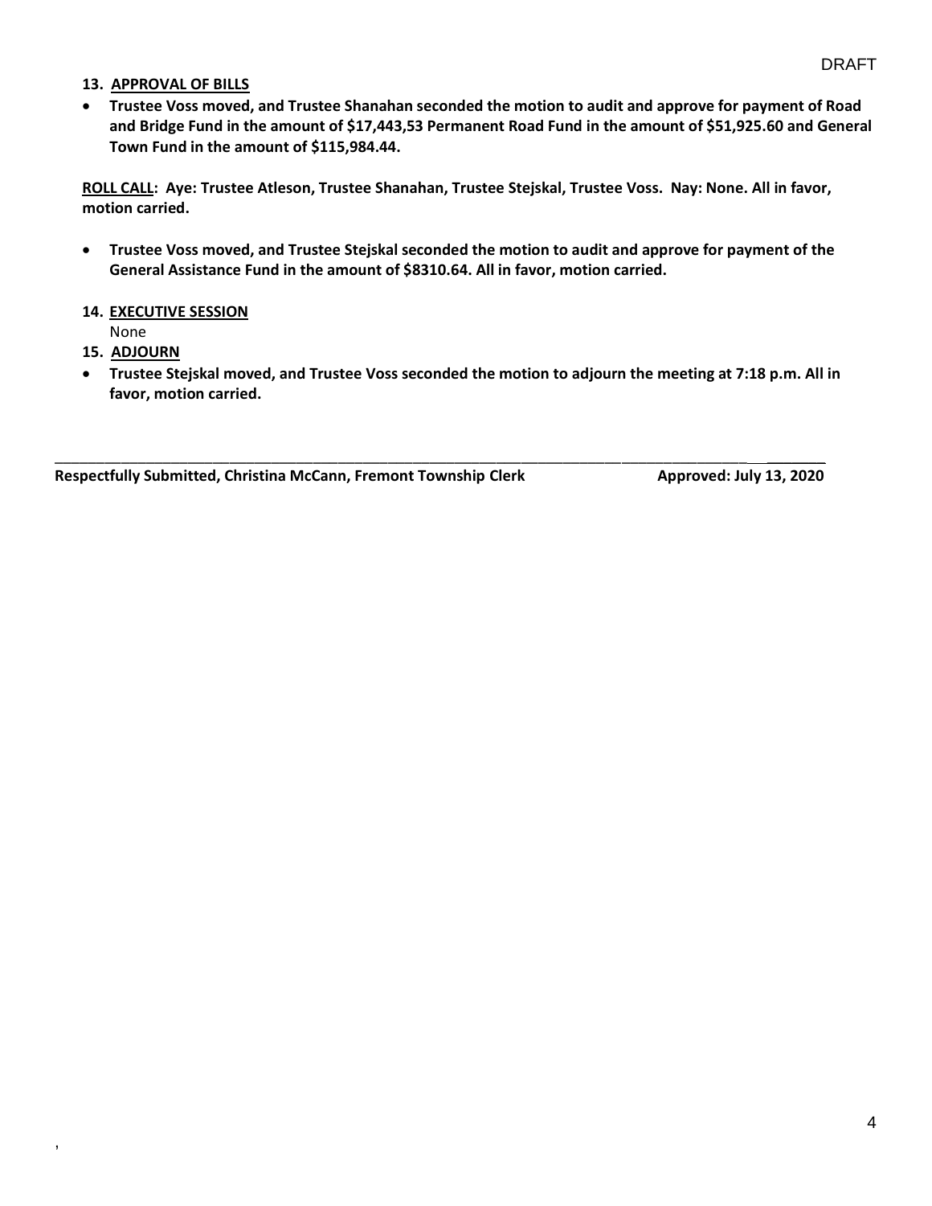DRAFT

**13. APPROVAL OF BILLS**

- **Trustee Voss moved, and Trustee Shanahan seconded the motion to audit and approve for payment of Road and Bridge Fund in the amount of $17,443,53 Permanent Road Fund in the amount of $51,925.60 and General Town Fund in the amount of $115,984.44.**

**ROLL CALL: Aye: Trustee Atleson, Trustee Shanahan, Trustee Stejskal, Trustee Voss. Nay: None. All in favor, motion carried.**

- **Trustee Voss moved, and Trustee Stejskal seconded the motion to audit and approve for payment of the General Assistance Fund in the amount of $8310.64. All in favor, motion carried.**

**14. EXECUTIVE SESSION**

None

**15. ADJOURN**

- **Trustee Stejskal moved, and Trustee Voss seconded the motion to adjourn the meeting at 7:18 p.m. All in favor, motion carried.**

---

**Respectfully Submitted, Christina McCann, Fremont Township Clerk** **Approved: July 13, 2020**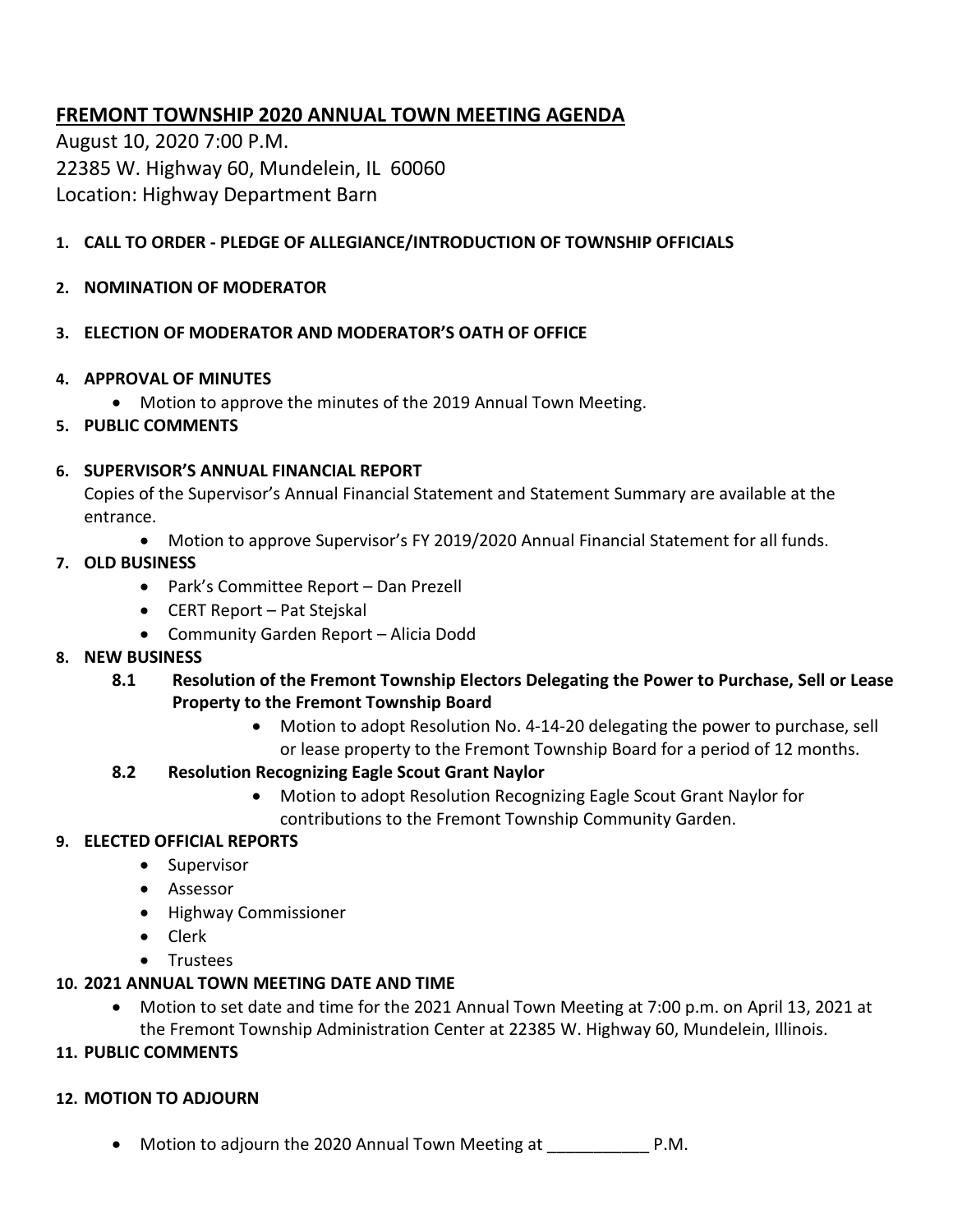# FREMONT TOWNSHIP 2020 ANNUAL TOWN MEETING AGENDA

August 10, 2020 7:00 P.M.
22385 W. Highway 60, Mundelein, IL 60060
Location: Highway Department Barn

1. **CALL TO ORDER - PLEDGE OF ALLEGIANCE/INTRODUCTION OF TOWNSHIP OFFICIALS**

2. **NOMINATION OF MODERATOR**

3. **ELECTION OF MODERATOR AND MODERATOR'S OATH OF OFFICE**

4. **APPROVAL OF MINUTES**
   - Motion to approve the minutes of the 2019 Annual Town Meeting.

5. **PUBLIC COMMENTS**

6. **SUPERVISOR'S ANNUAL FINANCIAL REPORT**

   Copies of the Supervisor's Annual Financial Statement and Statement Summary are available at the entrance.
   - Motion to approve Supervisor's FY 2019/2020 Annual Financial Statement for all funds.

7. **OLD BUSINESS**
   - Park's Committee Report – Dan Prezell
   - CERT Report – Pat Stejskal
   - Community Garden Report – Alicia Dodd

8. **NEW BUSINESS**

   **8.1 Resolution of the Fremont Township Electors Delegating the Power to Purchase, Sell or Lease Property to the Fremont Township Board**
   - Motion to adopt Resolution No. 4-14-20 delegating the power to purchase, sell or lease property to the Fremont Township Board for a period of 12 months.

   **8.2 Resolution Recognizing Eagle Scout Grant Naylor**
   - Motion to adopt Resolution Recognizing Eagle Scout Grant Naylor for contributions to the Fremont Township Community Garden.

9. **ELECTED OFFICIAL REPORTS**
   - Supervisor
   - Assessor
   - Highway Commissioner
   - Clerk
   - Trustees

10. **2021 ANNUAL TOWN MEETING DATE AND TIME**
    - Motion to set date and time for the 2021 Annual Town Meeting at 7:00 p.m. on April 13, 2021 at the Fremont Township Administration Center at 22385 W. Highway 60, Mundelein, Illinois.

11. **PUBLIC COMMENTS**

12. **MOTION TO ADJOURN**

- Motion to adjourn the 2020 Annual Town Meeting at ___________ P.M.